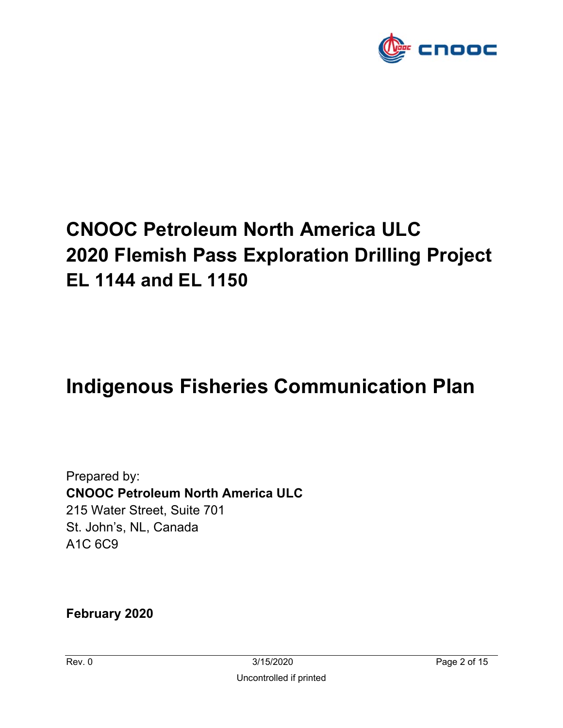# CNOOC Petroleum North America ULC 2020 Flemish Pass Exploration Drilling Project EL 1144 and EL 1150

# Indigenous Fisheries Communication Plan

Prepared by:
**CNOOC Petroleum North America ULC**
215 Water Street, Suite 701
St. John's, NL, Canada
A1C 6C9

**February 2020**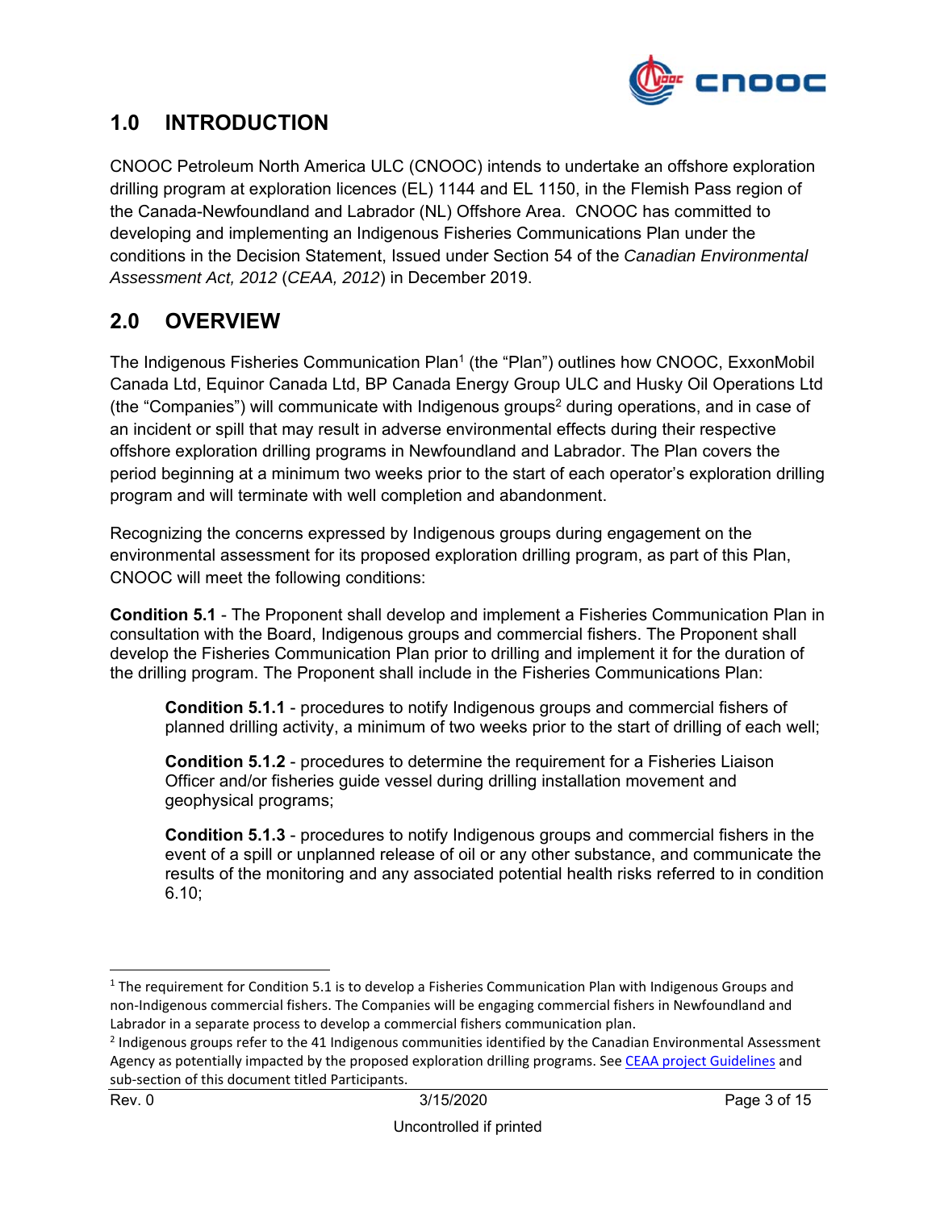# 1.0 INTRODUCTION

CNOOC Petroleum North America ULC (CNOOC) intends to undertake an offshore exploration drilling program at exploration licences (EL) 1144 and EL 1150, in the Flemish Pass region of the Canada-Newfoundland and Labrador (NL) Offshore Area. CNOOC has committed to developing and implementing an Indigenous Fisheries Communications Plan under the conditions in the Decision Statement, Issued under Section 54 of the *Canadian Environmental Assessment Act, 2012* (*CEAA, 2012*) in December 2019.

# 2.0 OVERVIEW

The Indigenous Fisheries Communication Plan[1] (the "Plan") outlines how CNOOC, ExxonMobil Canada Ltd, Equinor Canada Ltd, BP Canada Energy Group ULC and Husky Oil Operations Ltd (the "Companies") will communicate with Indigenous groups[2] during operations, and in case of an incident or spill that may result in adverse environmental effects during their respective offshore exploration drilling programs in Newfoundland and Labrador. The Plan covers the period beginning at a minimum two weeks prior to the start of each operator's exploration drilling program and will terminate with well completion and abandonment.

Recognizing the concerns expressed by Indigenous groups during engagement on the environmental assessment for its proposed exploration drilling program, as part of this Plan, CNOOC will meet the following conditions:

**Condition 5.1** - The Proponent shall develop and implement a Fisheries Communication Plan in consultation with the Board, Indigenous groups and commercial fishers. The Proponent shall develop the Fisheries Communication Plan prior to drilling and implement it for the duration of the drilling program. The Proponent shall include in the Fisheries Communications Plan:

> **Condition 5.1.1** - procedures to notify Indigenous groups and commercial fishers of planned drilling activity, a minimum of two weeks prior to the start of drilling of each well;
>
> **Condition 5.1.2** - procedures to determine the requirement for a Fisheries Liaison Officer and/or fisheries guide vessel during drilling installation movement and geophysical programs;
>
> **Condition 5.1.3** - procedures to notify Indigenous groups and commercial fishers in the event of a spill or unplanned release of oil or any other substance, and communicate the results of the monitoring and any associated potential health risks referred to in condition 6.10;

---

[1] The requirement for Condition 5.1 is to develop a Fisheries Communication Plan with Indigenous Groups and non-Indigenous commercial fishers. The Companies will be engaging commercial fishers in Newfoundland and Labrador in a separate process to develop a commercial fishers communication plan.

[2] Indigenous groups refer to the 41 Indigenous communities identified by the Canadian Environmental Assessment Agency as potentially impacted by the proposed exploration drilling programs. See CEAA project Guidelines and sub-section of this document titled Participants.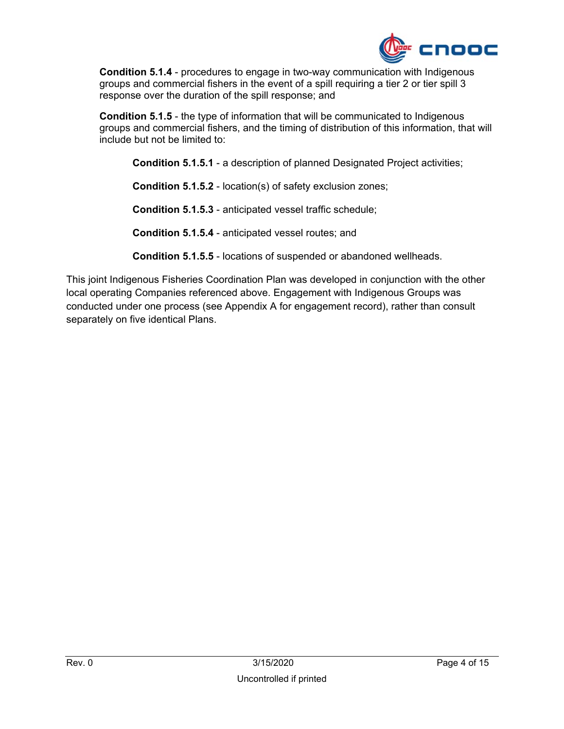**Condition 5.1.4** - procedures to engage in two-way communication with Indigenous groups and commercial fishers in the event of a spill requiring a tier 2 or tier spill 3 response over the duration of the spill response; and

**Condition 5.1.5** - the type of information that will be communicated to Indigenous groups and commercial fishers, and the timing of distribution of this information, that will include but not be limited to:

> **Condition 5.1.5.1** - a description of planned Designated Project activities;
>
> **Condition 5.1.5.2** - location(s) of safety exclusion zones;
>
> **Condition 5.1.5.3** - anticipated vessel traffic schedule;
>
> **Condition 5.1.5.4** - anticipated vessel routes; and
>
> **Condition 5.1.5.5** - locations of suspended or abandoned wellheads.

This joint Indigenous Fisheries Coordination Plan was developed in conjunction with the other local operating Companies referenced above. Engagement with Indigenous Groups was conducted under one process (see Appendix A for engagement record), rather than consult separately on five identical Plans.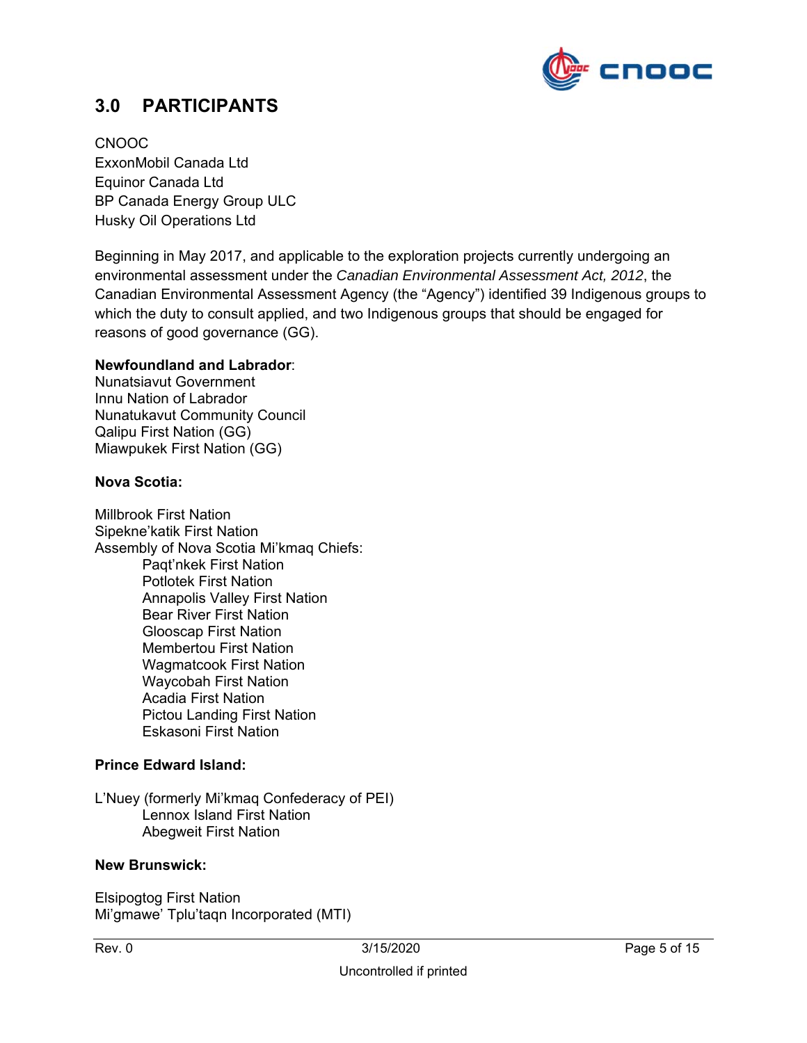## 3.0 PARTICIPANTS

CNOOC
ExxonMobil Canada Ltd
Equinor Canada Ltd
BP Canada Energy Group ULC
Husky Oil Operations Ltd

Beginning in May 2017, and applicable to the exploration projects currently undergoing an environmental assessment under the *Canadian Environmental Assessment Act, 2012*, the Canadian Environmental Assessment Agency (the "Agency") identified 39 Indigenous groups to which the duty to consult applied, and two Indigenous groups that should be engaged for reasons of good governance (GG).

**Newfoundland and Labrador**:
Nunatsiavut Government
Innu Nation of Labrador
Nunatukavut Community Council
Qalipu First Nation (GG)
Miawpukek First Nation (GG)

**Nova Scotia:**

Millbrook First Nation
Sipekne'katik First Nation
Assembly of Nova Scotia Mi'kmaq Chiefs:
- Paqt'nkek First Nation
- Potlotek First Nation
- Annapolis Valley First Nation
- Bear River First Nation
- Glooscap First Nation
- Membertou First Nation
- Wagmatcook First Nation
- Waycobah First Nation
- Acadia First Nation
- Pictou Landing First Nation
- Eskasoni First Nation

**Prince Edward Island:**

L'Nuey (formerly Mi'kmaq Confederacy of PEI)
- Lennox Island First Nation
- Abegweit First Nation

**New Brunswick:**

Elsipogtog First Nation
Mi'gmawe' Tplu'taqn Incorporated (MTI)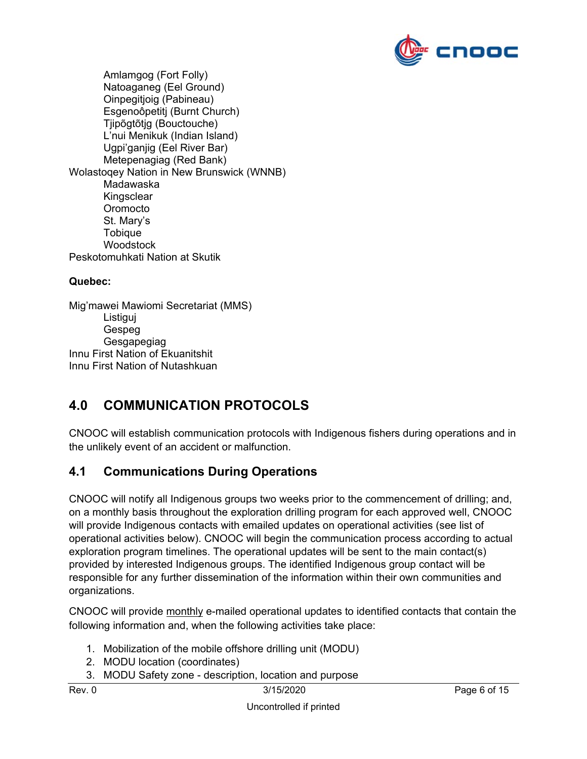- Amlamgog (Fort Folly)
- Natoaganeg (Eel Ground)
- Oinpegitjoig (Pabineau)
- Esgenoôpetitj (Burnt Church)
- Tjipõgtõtjg (Bouctouche)
- L'nui Menikuk (Indian Island)
- Ugpi'ganjig (Eel River Bar)
- Metepenagiag (Red Bank)

Wolastoqey Nation in New Brunswick (WNNB)

- Madawaska
- Kingsclear
- Oromocto
- St. Mary's
- Tobique
- Woodstock

Peskotomuhkati Nation at Skutik

**Quebec:**

Mig'mawei Mawiomi Secretariat (MMS)

- Listiguj
- Gespeg
- Gesgapegiag

Innu First Nation of Ekuanitshit

Innu First Nation of Nutashkuan

# 4.0 COMMUNICATION PROTOCOLS

CNOOC will establish communication protocols with Indigenous fishers during operations and in the unlikely event of an accident or malfunction.

## 4.1 Communications During Operations

CNOOC will notify all Indigenous groups two weeks prior to the commencement of drilling; and, on a monthly basis throughout the exploration drilling program for each approved well, CNOOC will provide Indigenous contacts with emailed updates on operational activities (see list of operational activities below). CNOOC will begin the communication process according to actual exploration program timelines. The operational updates will be sent to the main contact(s) provided by interested Indigenous groups. The identified Indigenous group contact will be responsible for any further dissemination of the information within their own communities and organizations.

CNOOC will provide <u>monthly</u> e-mailed operational updates to identified contacts that contain the following information and, when the following activities take place:

1. Mobilization of the mobile offshore drilling unit (MODU)
2. MODU location (coordinates)
3. MODU Safety zone - description, location and purpose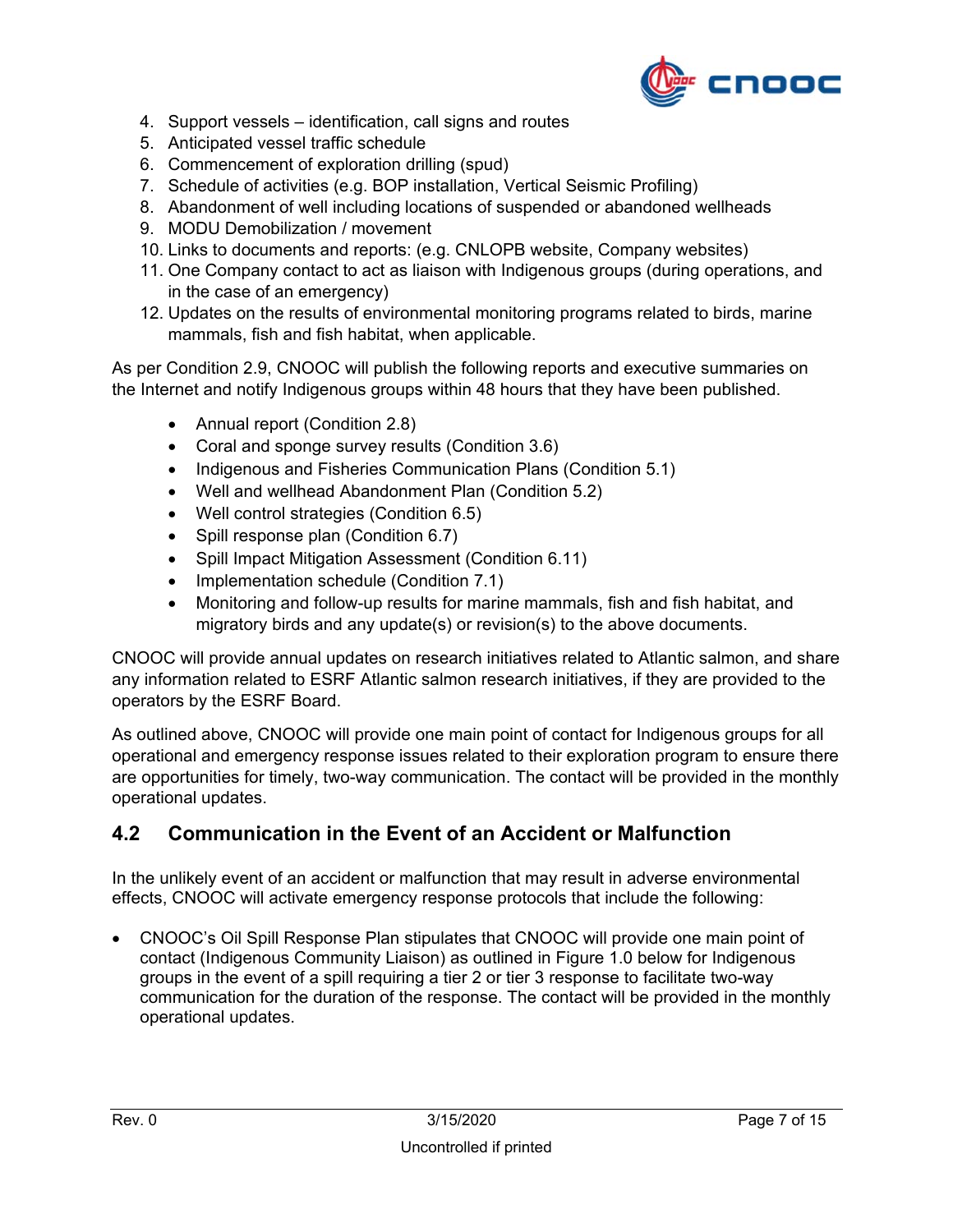4. Support vessels – identification, call signs and routes
5. Anticipated vessel traffic schedule
6. Commencement of exploration drilling (spud)
7. Schedule of activities (e.g. BOP installation, Vertical Seismic Profiling)
8. Abandonment of well including locations of suspended or abandoned wellheads
9. MODU Demobilization / movement
10. Links to documents and reports: (e.g. CNLOPB website, Company websites)
11. One Company contact to act as liaison with Indigenous groups (during operations, and in the case of an emergency)
12. Updates on the results of environmental monitoring programs related to birds, marine mammals, fish and fish habitat, when applicable.

As per Condition 2.9, CNOOC will publish the following reports and executive summaries on the Internet and notify Indigenous groups within 48 hours that they have been published.

- Annual report (Condition 2.8)
- Coral and sponge survey results (Condition 3.6)
- Indigenous and Fisheries Communication Plans (Condition 5.1)
- Well and wellhead Abandonment Plan (Condition 5.2)
- Well control strategies (Condition 6.5)
- Spill response plan (Condition 6.7)
- Spill Impact Mitigation Assessment (Condition 6.11)
- Implementation schedule (Condition 7.1)
- Monitoring and follow-up results for marine mammals, fish and fish habitat, and migratory birds and any update(s) or revision(s) to the above documents.

CNOOC will provide annual updates on research initiatives related to Atlantic salmon, and share any information related to ESRF Atlantic salmon research initiatives, if they are provided to the operators by the ESRF Board.

As outlined above, CNOOC will provide one main point of contact for Indigenous groups for all operational and emergency response issues related to their exploration program to ensure there are opportunities for timely, two-way communication. The contact will be provided in the monthly operational updates.

## 4.2 Communication in the Event of an Accident or Malfunction

In the unlikely event of an accident or malfunction that may result in adverse environmental effects, CNOOC will activate emergency response protocols that include the following:

- CNOOC's Oil Spill Response Plan stipulates that CNOOC will provide one main point of contact (Indigenous Community Liaison) as outlined in Figure 1.0 below for Indigenous groups in the event of a spill requiring a tier 2 or tier 3 response to facilitate two-way communication for the duration of the response. The contact will be provided in the monthly operational updates.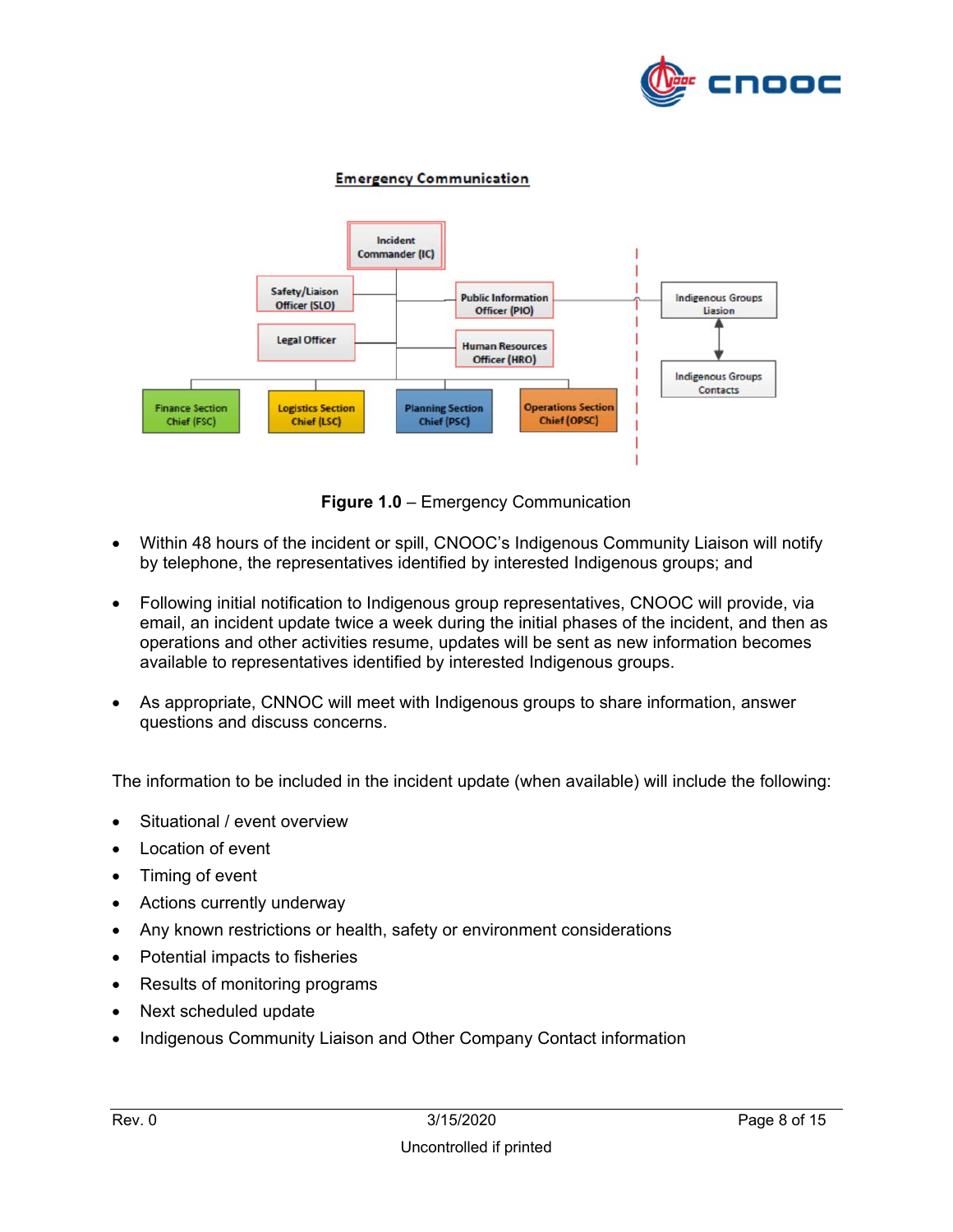**Emergency Communication**

Incident Commander (IC)

Safety/Liaison Officer (SLO)

Legal Officer

Public Information Officer (PIO)

Human Resources Officer (HRO)

Indigenous Groups Liasion

Indigenous Groups Contacts

Finance Section Chief (FSC)

Logistics Section Chief (LSC)

Planning Section Chief (PSC)

Operations Section Chief (OPSC)

**Figure 1.0** – Emergency Communication

- Within 48 hours of the incident or spill, CNOOC's Indigenous Community Liaison will notify by telephone, the representatives identified by interested Indigenous groups; and
- Following initial notification to Indigenous group representatives, CNOOC will provide, via email, an incident update twice a week during the initial phases of the incident, and then as operations and other activities resume, updates will be sent as new information becomes available to representatives identified by interested Indigenous groups.
- As appropriate, CNNOC will meet with Indigenous groups to share information, answer questions and discuss concerns.

The information to be included in the incident update (when available) will include the following:

- Situational / event overview
- Location of event
- Timing of event
- Actions currently underway
- Any known restrictions or health, safety or environment considerations
- Potential impacts to fisheries
- Results of monitoring programs
- Next scheduled update
- Indigenous Community Liaison and Other Company Contact information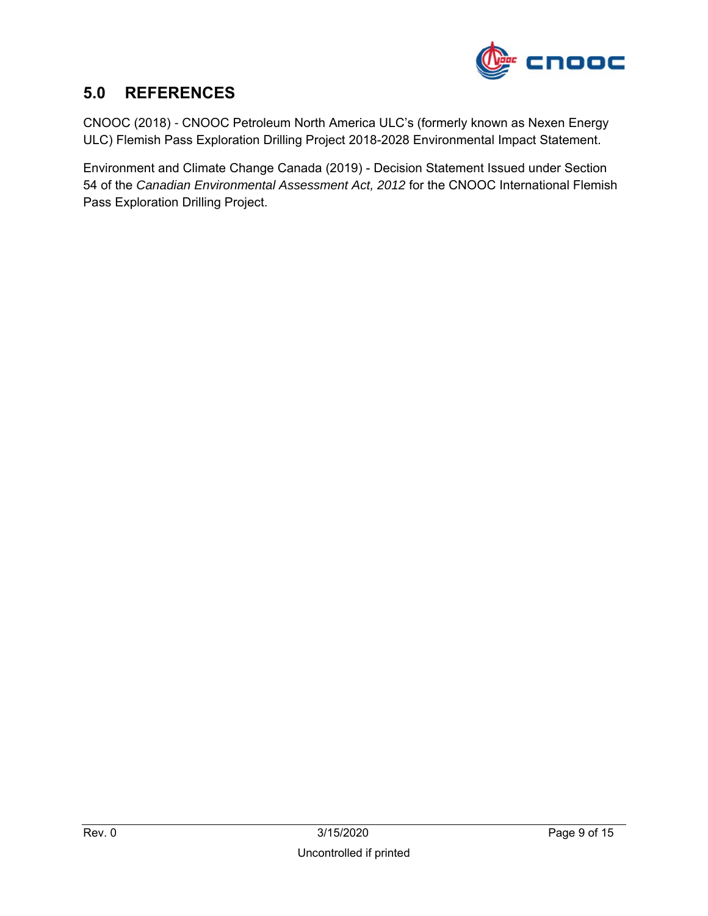## 5.0 REFERENCES

CNOOC (2018) - CNOOC Petroleum North America ULC's (formerly known as Nexen Energy ULC) Flemish Pass Exploration Drilling Project 2018-2028 Environmental Impact Statement.

Environment and Climate Change Canada (2019) - Decision Statement Issued under Section 54 of the *Canadian Environmental Assessment Act, 2012* for the CNOOC International Flemish Pass Exploration Drilling Project.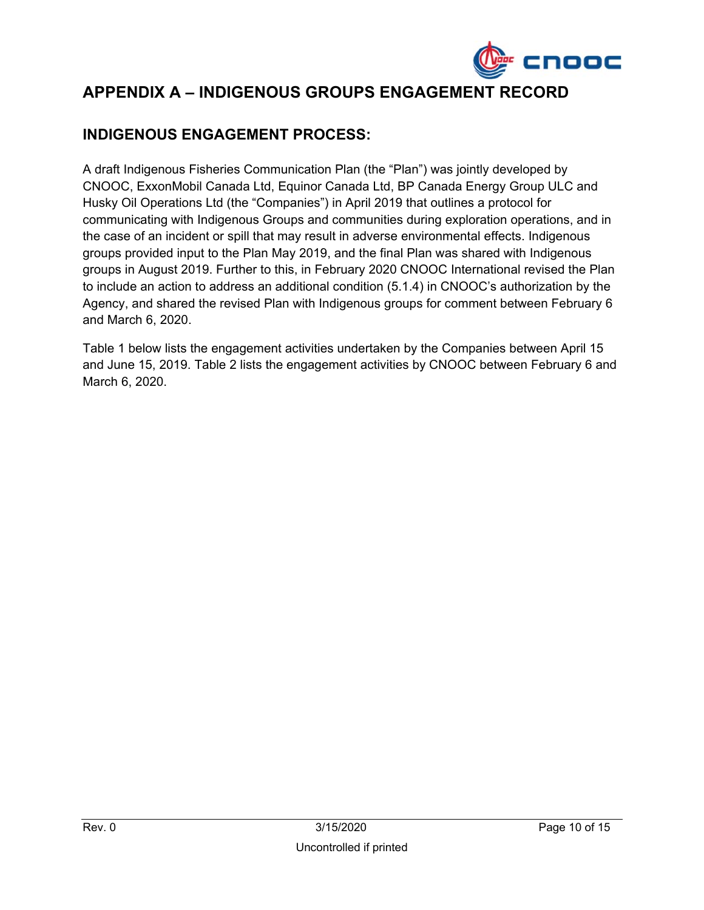# APPENDIX A – INDIGENOUS GROUPS ENGAGEMENT RECORD

## INDIGENOUS ENGAGEMENT PROCESS:

A draft Indigenous Fisheries Communication Plan (the "Plan") was jointly developed by CNOOC, ExxonMobil Canada Ltd, Equinor Canada Ltd, BP Canada Energy Group ULC and Husky Oil Operations Ltd (the "Companies") in April 2019 that outlines a protocol for communicating with Indigenous Groups and communities during exploration operations, and in the case of an incident or spill that may result in adverse environmental effects. Indigenous groups provided input to the Plan May 2019, and the final Plan was shared with Indigenous groups in August 2019. Further to this, in February 2020 CNOOC International revised the Plan to include an action to address an additional condition (5.1.4) in CNOOC's authorization by the Agency, and shared the revised Plan with Indigenous groups for comment between February 6 and March 6, 2020.

Table 1 below lists the engagement activities undertaken by the Companies between April 15 and June 15, 2019. Table 2 lists the engagement activities by CNOOC between February 6 and March 6, 2020.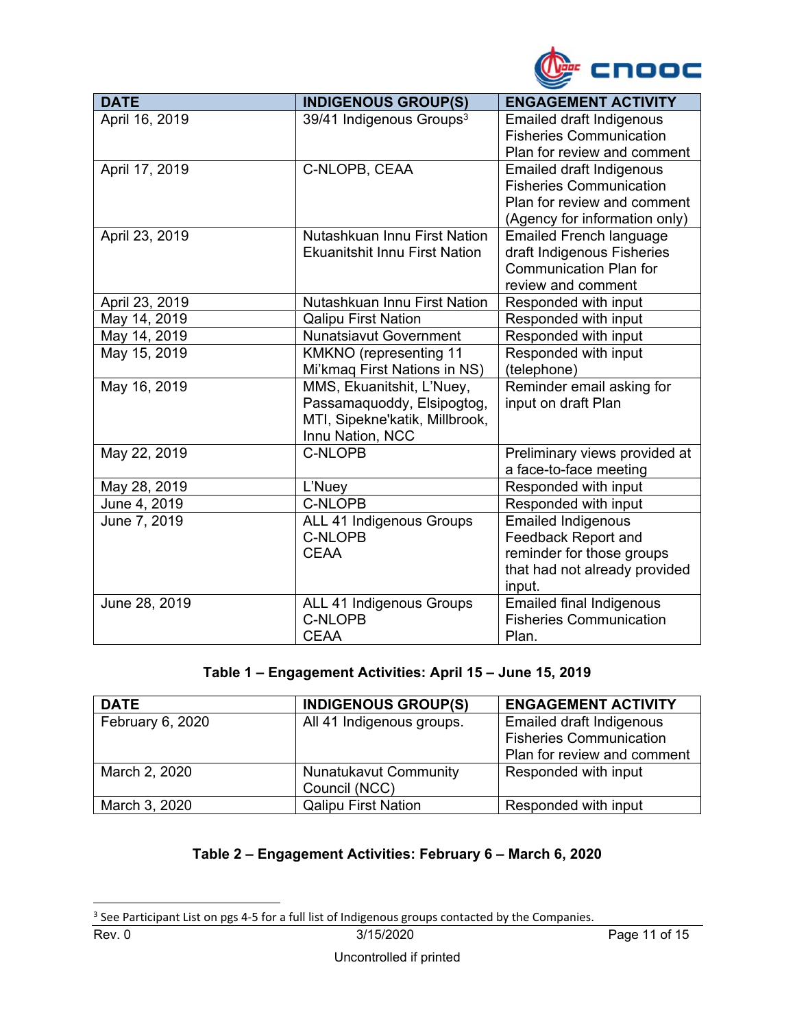| DATE | INDIGENOUS GROUP(S) | ENGAGEMENT ACTIVITY |
| --- | --- | --- |
| April 16, 2019 | 39/41 Indigenous Groups[3] | Emailed draft Indigenous Fisheries Communication Plan for review and comment |
| April 17, 2019 | C-NLOPB, CEAA | Emailed draft Indigenous Fisheries Communication Plan for review and comment (Agency for information only) |
| April 23, 2019 | Nutashkuan Innu First Nation Ekuanitshit Innu First Nation | Emailed French language draft Indigenous Fisheries Communication Plan for review and comment |
| April 23, 2019 | Nutashkuan Innu First Nation | Responded with input |
| May 14, 2019 | Qalipu First Nation | Responded with input |
| May 14, 2019 | Nunatsiavut Government | Responded with input |
| May 15, 2019 | KMKNO (representing 11 Mi'kmaq First Nations in NS) | Responded with input (telephone) |
| May 16, 2019 | MMS, Ekuanitshit, L'Nuey, Passamaquoddy, Elsipogtog, MTI, Sipekne'katik, Millbrook, Innu Nation, NCC | Reminder email asking for input on draft Plan |
| May 22, 2019 | C-NLOPB | Preliminary views provided at a face-to-face meeting |
| May 28, 2019 | L'Nuey | Responded with input |
| June 4, 2019 | C-NLOPB | Responded with input |
| June 7, 2019 | ALL 41 Indigenous Groups C-NLOPB CEAA | Emailed Indigenous Feedback Report and reminder for those groups that had not already provided input. |
| June 28, 2019 | ALL 41 Indigenous Groups C-NLOPB CEAA | Emailed final Indigenous Fisheries Communication Plan. |

**Table 1 – Engagement Activities: April 15 – June 15, 2019**

| DATE | INDIGENOUS GROUP(S) | ENGAGEMENT ACTIVITY |
| --- | --- | --- |
| February 6, 2020 | All 41 Indigenous groups. | Emailed draft Indigenous Fisheries Communication Plan for review and comment |
| March 2, 2020 | Nunatukavut Community Council (NCC) | Responded with input |
| March 3, 2020 | Qalipu First Nation | Responded with input |

**Table 2 – Engagement Activities: February 6 – March 6, 2020**

[3] See Participant List on pgs 4-5 for a full list of Indigenous groups contacted by the Companies.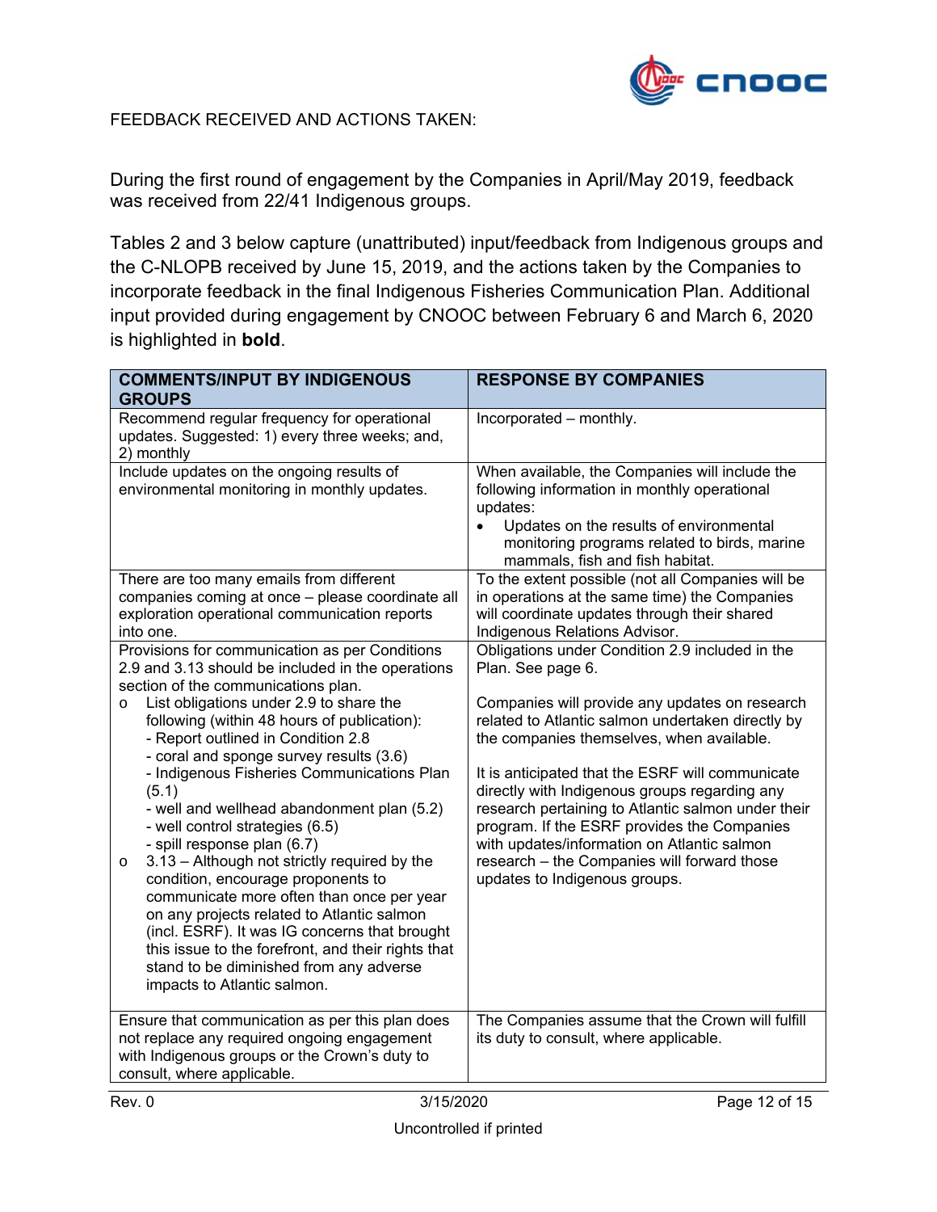FEEDBACK RECEIVED AND ACTIONS TAKEN:

During the first round of engagement by the Companies in April/May 2019, feedback was received from 22/41 Indigenous groups.

Tables 2 and 3 below capture (unattributed) input/feedback from Indigenous groups and the C-NLOPB received by June 15, 2019, and the actions taken by the Companies to incorporate feedback in the final Indigenous Fisheries Communication Plan. Additional input provided during engagement by CNOOC between February 6 and March 6, 2020 is highlighted in **bold**.

| COMMENTS/INPUT BY INDIGENOUS GROUPS | RESPONSE BY COMPANIES |
|---|---|
| Recommend regular frequency for operational updates. Suggested: 1) every three weeks; and, 2) monthly | Incorporated – monthly. |
| Include updates on the ongoing results of environmental monitoring in monthly updates. | When available, the Companies will include the following information in monthly operational updates:<br>• Updates on the results of environmental monitoring programs related to birds, marine mammals, fish and fish habitat. |
| There are too many emails from different companies coming at once – please coordinate all exploration operational communication reports into one. | To the extent possible (not all Companies will be in operations at the same time) the Companies will coordinate updates through their shared Indigenous Relations Advisor. |
| Provisions for communication as per Conditions 2.9 and 3.13 should be included in the operations section of the communications plan.<br>o List obligations under 2.9 to share the following (within 48 hours of publication):<br>- Report outlined in Condition 2.8<br>- coral and sponge survey results (3.6)<br>- Indigenous Fisheries Communications Plan (5.1)<br>- well and wellhead abandonment plan (5.2)<br>- well control strategies (6.5)<br>- spill response plan (6.7)<br>o 3.13 – Although not strictly required by the condition, encourage proponents to communicate more often than once per year on any projects related to Atlantic salmon (incl. ESRF). It was IG concerns that brought this issue to the forefront, and their rights that stand to be diminished from any adverse impacts to Atlantic salmon. | Obligations under Condition 2.9 included in the Plan. See page 6.<br><br>Companies will provide any updates on research related to Atlantic salmon undertaken directly by the companies themselves, when available.<br><br>It is anticipated that the ESRF will communicate directly with Indigenous groups regarding any research pertaining to Atlantic salmon under their program. If the ESRF provides the Companies with updates/information on Atlantic salmon research – the Companies will forward those updates to Indigenous groups. |
| Ensure that communication as per this plan does not replace any required ongoing engagement with Indigenous groups or the Crown's duty to consult, where applicable. | The Companies assume that the Crown will fulfill its duty to consult, where applicable. |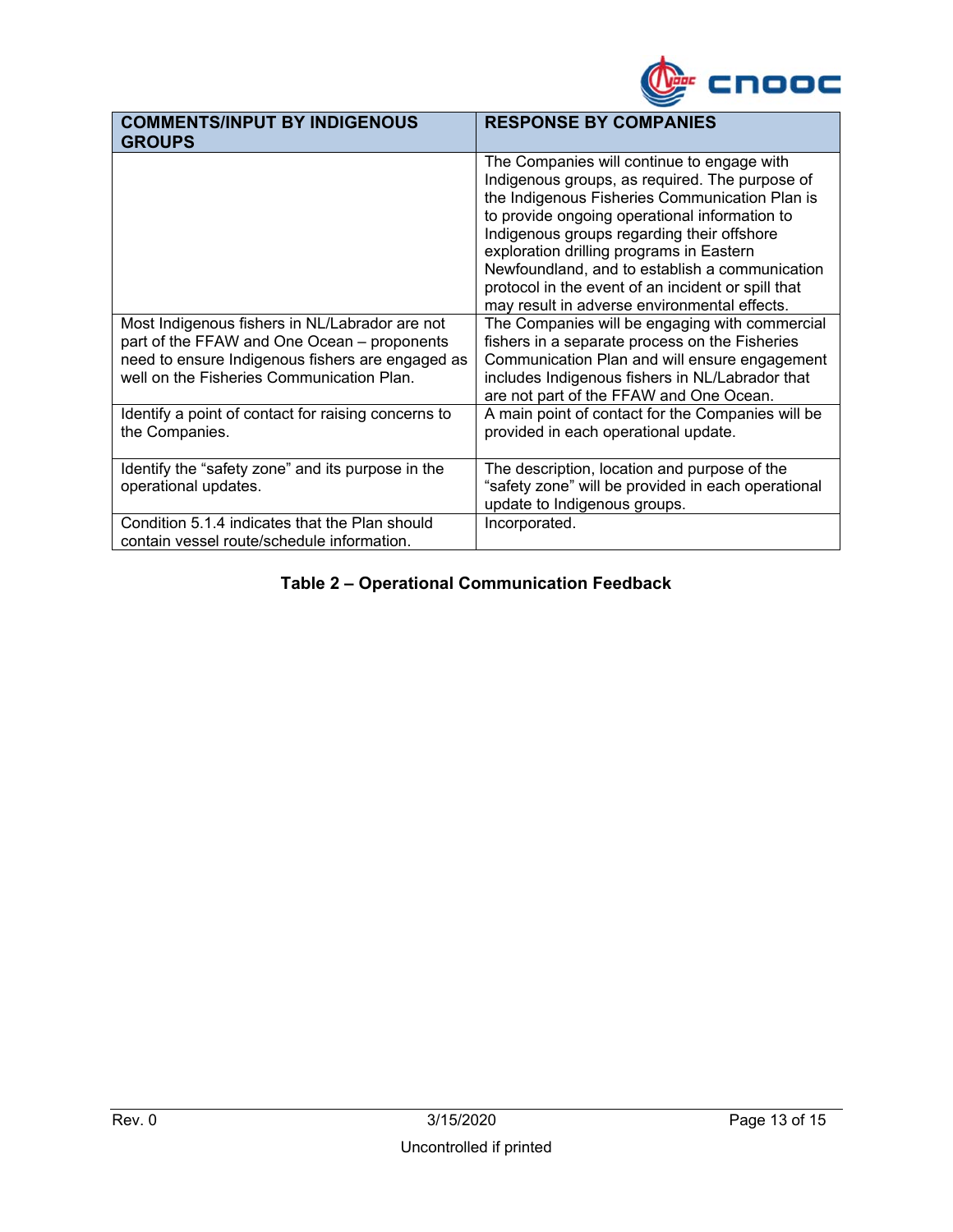| COMMENTS/INPUT BY INDIGENOUS GROUPS | RESPONSE BY COMPANIES |
|---|---|
| | The Companies will continue to engage with Indigenous groups, as required. The purpose of the Indigenous Fisheries Communication Plan is to provide ongoing operational information to Indigenous groups regarding their offshore exploration drilling programs in Eastern Newfoundland, and to establish a communication protocol in the event of an incident or spill that may result in adverse environmental effects. |
| Most Indigenous fishers in NL/Labrador are not part of the FFAW and One Ocean – proponents need to ensure Indigenous fishers are engaged as well on the Fisheries Communication Plan. | The Companies will be engaging with commercial fishers in a separate process on the Fisheries Communication Plan and will ensure engagement includes Indigenous fishers in NL/Labrador that are not part of the FFAW and One Ocean. |
| Identify a point of contact for raising concerns to the Companies. | A main point of contact for the Companies will be provided in each operational update. |
| Identify the "safety zone" and its purpose in the operational updates. | The description, location and purpose of the "safety zone" will be provided in each operational update to Indigenous groups. |
| Condition 5.1.4 indicates that the Plan should contain vessel route/schedule information. | Incorporated. |

**Table 2 – Operational Communication Feedback**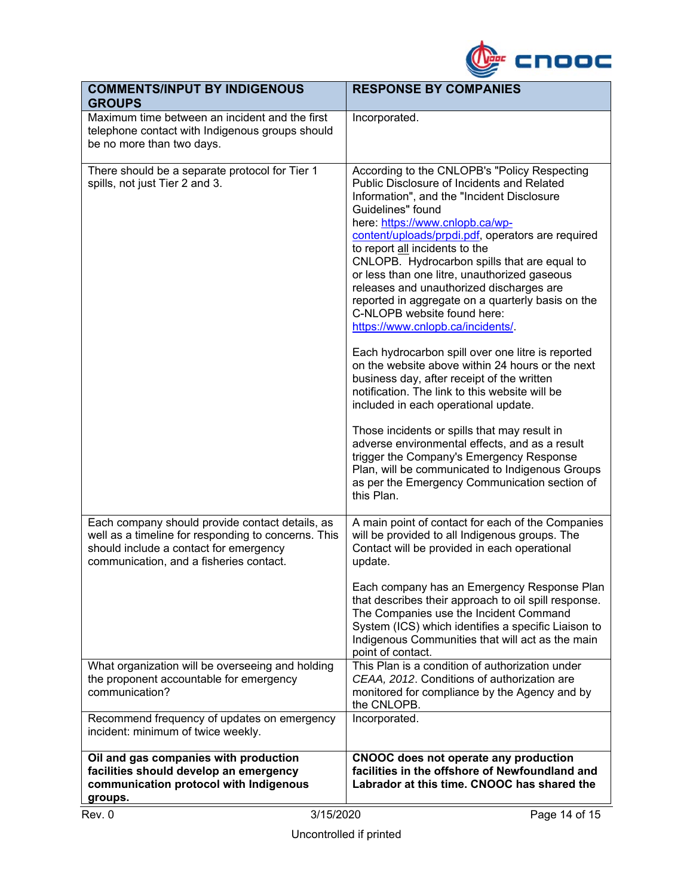| COMMENTS/INPUT BY INDIGENOUS GROUPS | RESPONSE BY COMPANIES |
| --- | --- |
| Maximum time between an incident and the first telephone contact with Indigenous groups should be no more than two days. | Incorporated. |
| There should be a separate protocol for Tier 1 spills, not just Tier 2 and 3. | According to the CNLOPB's "Policy Respecting Public Disclosure of Incidents and Related Information", and the "Incident Disclosure Guidelines" found here: https://www.cnlopb.ca/wp-content/uploads/prpdi.pdf, operators are required to report all incidents to the CNLOPB. Hydrocarbon spills that are equal to or less than one litre, unauthorized gaseous releases and unauthorized discharges are reported in aggregate on a quarterly basis on the C-NLOPB website found here: https://www.cnlopb.ca/incidents/.<br><br>Each hydrocarbon spill over one litre is reported on the website above within 24 hours or the next business day, after receipt of the written notification. The link to this website will be included in each operational update.<br><br>Those incidents or spills that may result in adverse environmental effects, and as a result trigger the Company's Emergency Response Plan, will be communicated to Indigenous Groups as per the Emergency Communication section of this Plan. |
| Each company should provide contact details, as well as a timeline for responding to concerns. This should include a contact for emergency communication, and a fisheries contact. | A main point of contact for each of the Companies will be provided to all Indigenous groups. The Contact will be provided in each operational update.<br><br>Each company has an Emergency Response Plan that describes their approach to oil spill response. The Companies use the Incident Command System (ICS) which identifies a specific Liaison to Indigenous Communities that will act as the main point of contact. |
| What organization will be overseeing and holding the proponent accountable for emergency communication? | This Plan is a condition of authorization under *CEAA, 2012*. Conditions of authorization are monitored for compliance by the Agency and by the CNLOPB. |
| Recommend frequency of updates on emergency incident: minimum of twice weekly. | Incorporated. |
| **Oil and gas companies with production facilities should develop an emergency communication protocol with Indigenous groups.** | **CNOOC does not operate any production facilities in the offshore of Newfoundland and Labrador at this time. CNOOC has shared the** |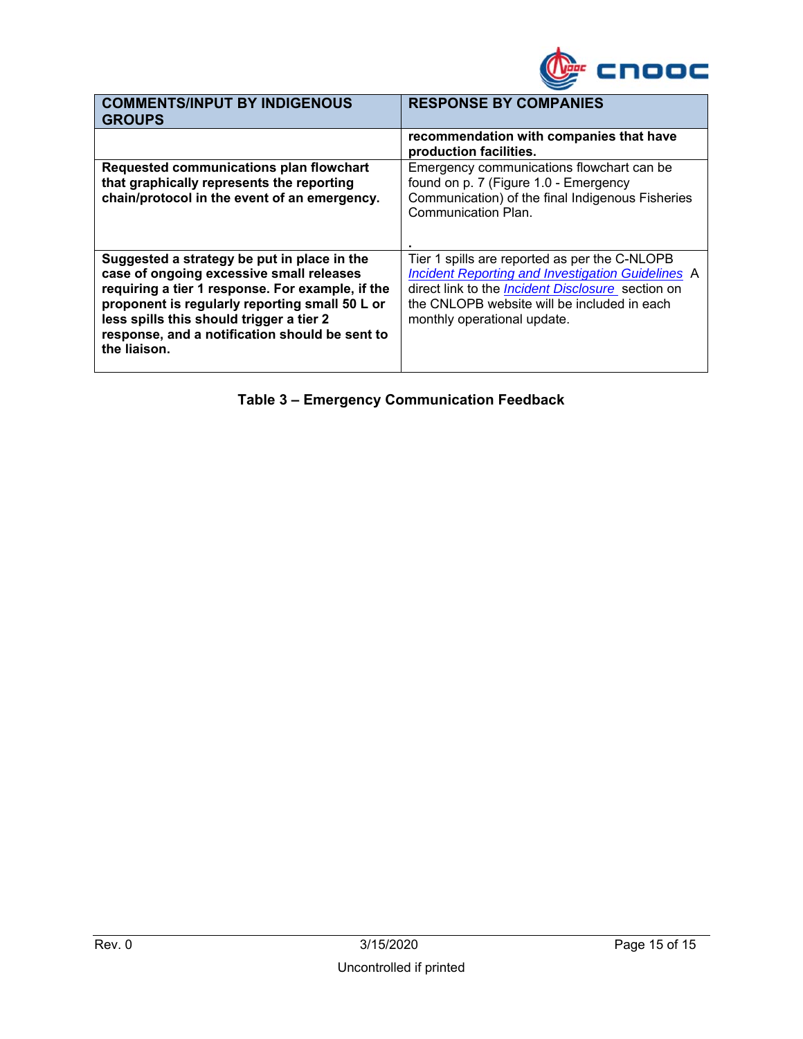| COMMENTS/INPUT BY INDIGENOUS GROUPS | RESPONSE BY COMPANIES |
|---|---|
| | **recommendation with companies that have production facilities.** |
| **Requested communications plan flowchart that graphically represents the reporting chain/protocol in the event of an emergency.** | Emergency communications flowchart can be found on p. 7 (Figure 1.0 - Emergency Communication) of the final Indigenous Fisheries Communication Plan.<br><br>. |
| **Suggested a strategy be put in place in the case of ongoing excessive small releases requiring a tier 1 response. For example, if the proponent is regularly reporting small 50 L or less spills this should trigger a tier 2 response, and a notification should be sent to the liaison.** | Tier 1 spills are reported as per the C-NLOPB *Incident Reporting and Investigation Guidelines* A direct link to the *Incident Disclosure* section on the CNLOPB website will be included in each monthly operational update. |

**Table 3 – Emergency Communication Feedback**